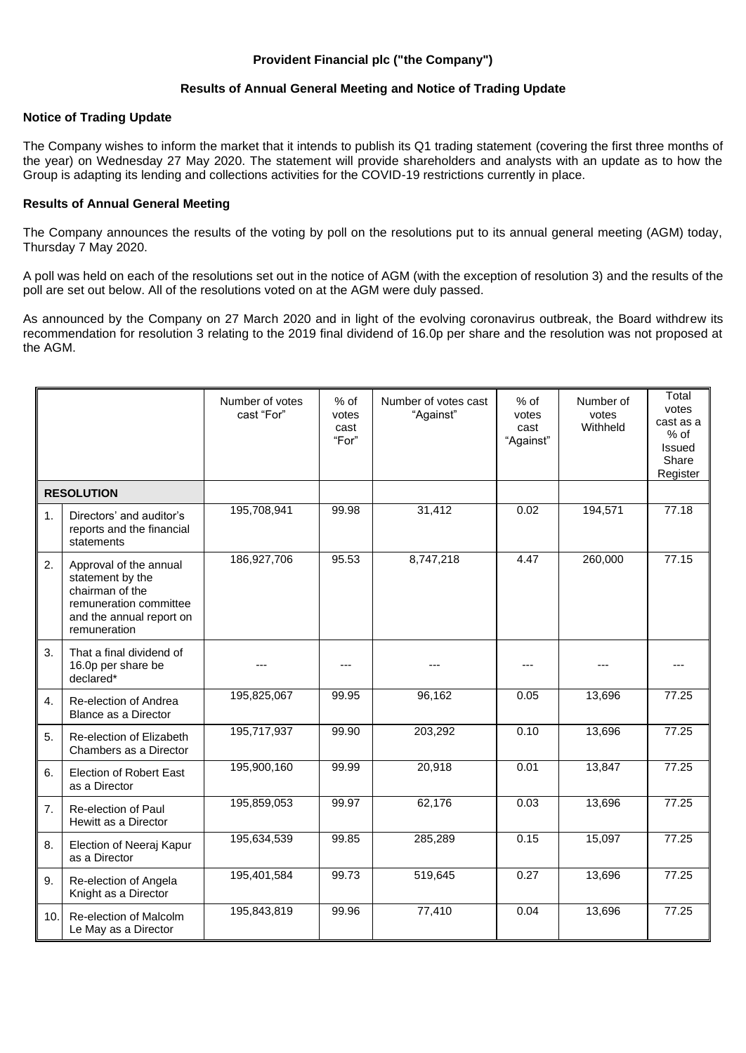**Provident Financial plc ("the Company")**

**Results of Annual General Meeting and Notice of Trading Update**

**Notice of Trading Update**

The Company wishes to inform the market that it intends to publish its Q1 trading statement (covering the first three months of the year) on Wednesday 27 May 2020. The statement will provide shareholders and analysts with an update as to how the Group is adapting its lending and collections activities for the COVID-19 restrictions currently in place.

**Results of Annual General Meeting**

The Company announces the results of the voting by poll on the resolutions put to its annual general meeting (AGM) today, Thursday 7 May 2020.

A poll was held on each of the resolutions set out in the notice of AGM (with the exception of resolution 3) and the results of the poll are set out below. All of the resolutions voted on at the AGM were duly passed.

As announced by the Company on 27 March 2020 and in light of the evolving coronavirus outbreak, the Board withdrew its recommendation for resolution 3 relating to the 2019 final dividend of 16.0p per share and the resolution was not proposed at the AGM.

| | | Number of votes cast "For" | % of votes cast "For" | Number of votes cast "Against" | % of votes cast "Against" | Number of votes Withheld | Total votes cast as a % of Issued Share Register |
|---|---|---|---|---|---|---|---|
| **RESOLUTION** | | | | | | | |
| 1. | Directors' and auditor's reports and the financial statements | 195,708,941 | 99.98 | 31,412 | 0.02 | 194,571 | 77.18 |
| 2. | Approval of the annual statement by the chairman of the remuneration committee and the annual report on remuneration | 186,927,706 | 95.53 | 8,747,218 | 4.47 | 260,000 | 77.15 |
| 3. | That a final dividend of 16.0p per share be declared* | --- | --- | --- | --- | --- | --- |
| 4. | Re-election of Andrea Blance as a Director | 195,825,067 | 99.95 | 96,162 | 0.05 | 13,696 | 77.25 |
| 5. | Re-election of Elizabeth Chambers as a Director | 195,717,937 | 99.90 | 203,292 | 0.10 | 13,696 | 77.25 |
| 6. | Election of Robert East as a Director | 195,900,160 | 99.99 | 20,918 | 0.01 | 13,847 | 77.25 |
| 7. | Re-election of Paul Hewitt as a Director | 195,859,053 | 99.97 | 62,176 | 0.03 | 13,696 | 77.25 |
| 8. | Election of Neeraj Kapur as a Director | 195,634,539 | 99.85 | 285,289 | 0.15 | 15,097 | 77.25 |
| 9. | Re-election of Angela Knight as a Director | 195,401,584 | 99.73 | 519,645 | 0.27 | 13,696 | 77.25 |
| 10. | Re-election of Malcolm Le May as a Director | 195,843,819 | 99.96 | 77,410 | 0.04 | 13,696 | 77.25 |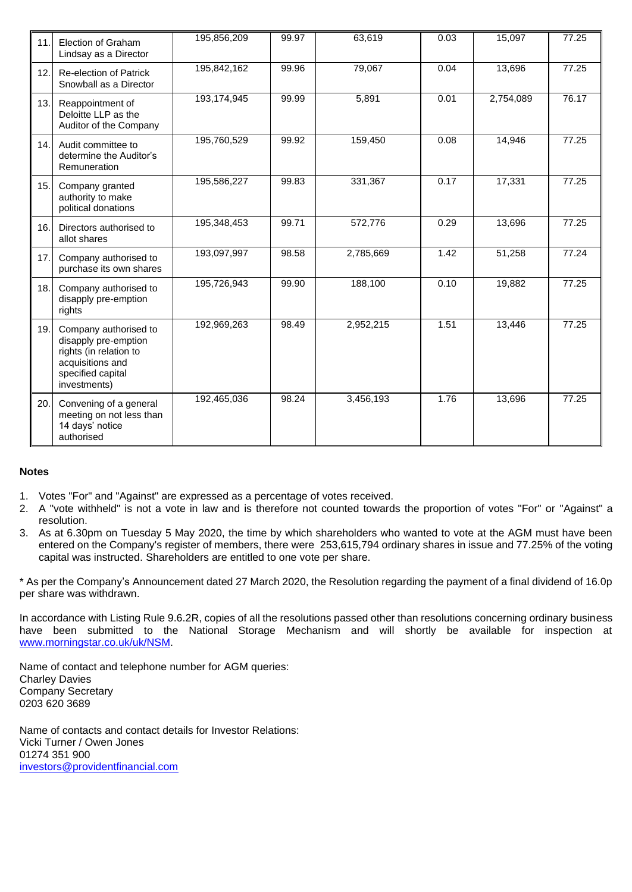| | | | | | | | |
|---|---|---|---|---|---|---|---|
| 11. | Election of Graham Lindsay as a Director | 195,856,209 | 99.97 | 63,619 | 0.03 | 15,097 | 77.25 |
| 12. | Re-election of Patrick Snowball as a Director | 195,842,162 | 99.96 | 79,067 | 0.04 | 13,696 | 77.25 |
| 13. | Reappointment of Deloitte LLP as the Auditor of the Company | 193,174,945 | 99.99 | 5,891 | 0.01 | 2,754,089 | 76.17 |
| 14. | Audit committee to determine the Auditor's Remuneration | 195,760,529 | 99.92 | 159,450 | 0.08 | 14,946 | 77.25 |
| 15. | Company granted authority to make political donations | 195,586,227 | 99.83 | 331,367 | 0.17 | 17,331 | 77.25 |
| 16. | Directors authorised to allot shares | 195,348,453 | 99.71 | 572,776 | 0.29 | 13,696 | 77.25 |
| 17. | Company authorised to purchase its own shares | 193,097,997 | 98.58 | 2,785,669 | 1.42 | 51,258 | 77.24 |
| 18. | Company authorised to disapply pre-emption rights | 195,726,943 | 99.90 | 188,100 | 0.10 | 19,882 | 77.25 |
| 19. | Company authorised to disapply pre-emption rights (in relation to acquisitions and specified capital investments) | 192,969,263 | 98.49 | 2,952,215 | 1.51 | 13,446 | 77.25 |
| 20. | Convening of a general meeting on not less than 14 days' notice authorised | 192,465,036 | 98.24 | 3,456,193 | 1.76 | 13,696 | 77.25 |

**Notes**

1. Votes "For" and "Against" are expressed as a percentage of votes received.
2. A "vote withheld" is not a vote in law and is therefore not counted towards the proportion of votes "For" or "Against" a resolution.
3. As at 6.30pm on Tuesday 5 May 2020, the time by which shareholders who wanted to vote at the AGM must have been entered on the Company's register of members, there were 253,615,794 ordinary shares in issue and 77.25% of the voting capital was instructed. Shareholders are entitled to one vote per share.

* As per the Company's Announcement dated 27 March 2020, the Resolution regarding the payment of a final dividend of 16.0p per share was withdrawn.

In accordance with Listing Rule 9.6.2R, copies of all the resolutions passed other than resolutions concerning ordinary business have been submitted to the National Storage Mechanism and will shortly be available for inspection at www.morningstar.co.uk/uk/NSM.

Name of contact and telephone number for AGM queries:
Charley Davies
Company Secretary
0203 620 3689

Name of contacts and contact details for Investor Relations:
Vicki Turner / Owen Jones
01274 351 900
investors@providentfinancial.com